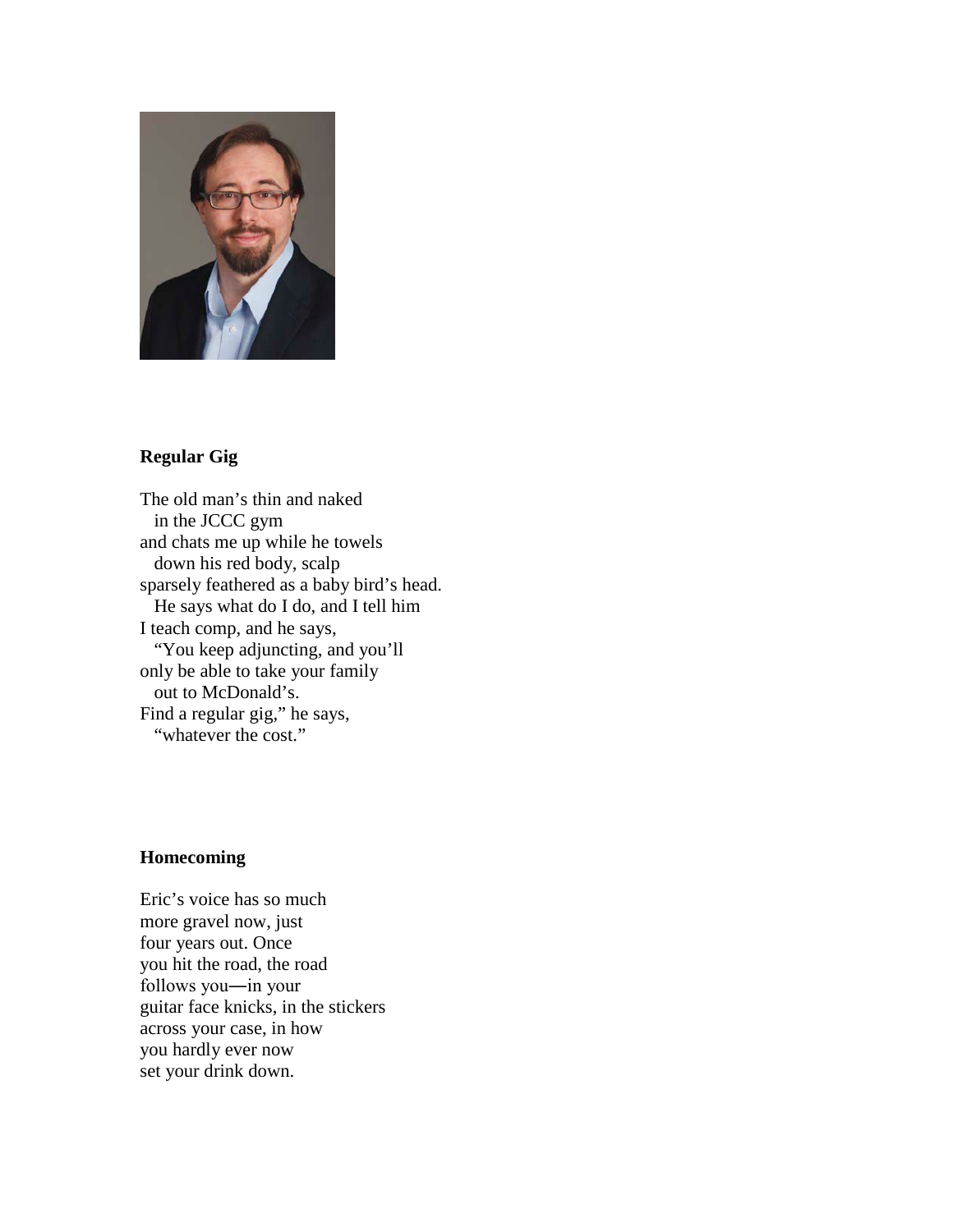**Regular Gig**

The old man's thin and naked
  in the JCCC gym
and chats me up while he towels
  down his red body, scalp
sparsely feathered as a baby bird's head.
  He says what do I do, and I tell him
I teach comp, and he says,
  "You keep adjuncting, and you'll
only be able to take your family
  out to McDonald's.
Find a regular gig," he says,
  "whatever the cost."

**Homecoming**

Eric's voice has so much
more gravel now, just
four years out. Once
you hit the road, the road
follows you—in your
guitar face knicks, in the stickers
across your case, in how
you hardly ever now
set your drink down.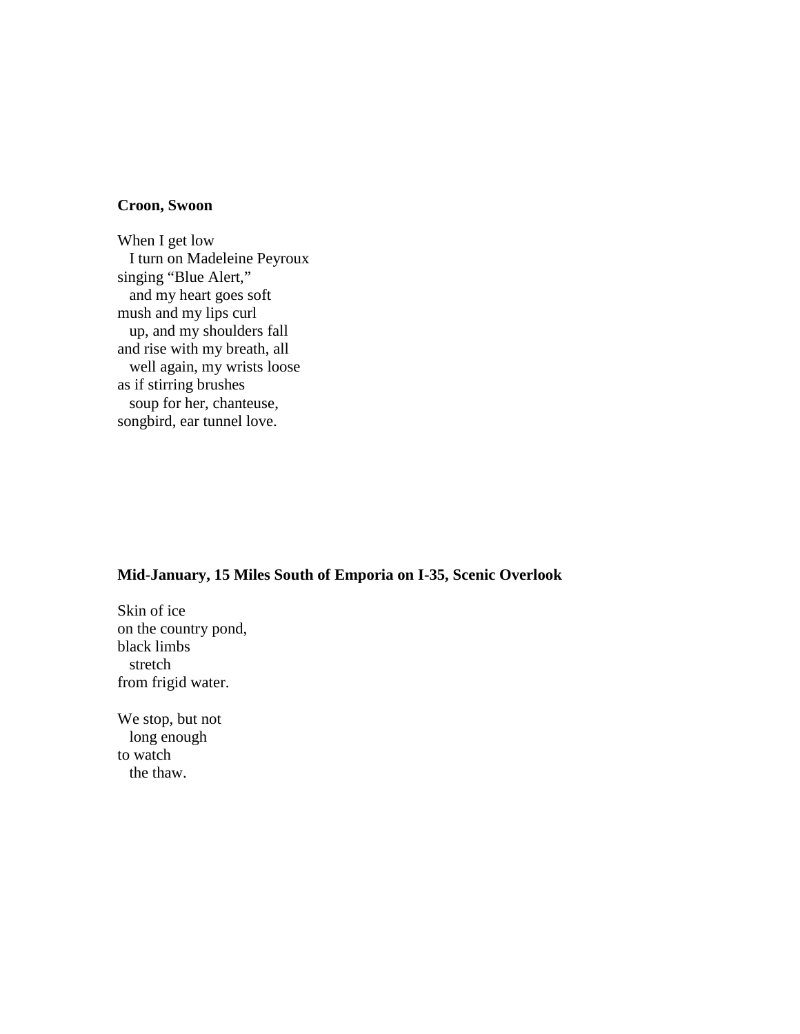### Croon, Swoon

When I get low
&nbsp;&nbsp;I turn on Madeleine Peyroux
singing “Blue Alert,”
&nbsp;&nbsp;and my heart goes soft
mush and my lips curl
&nbsp;&nbsp;up, and my shoulders fall
and rise with my breath, all
&nbsp;&nbsp;well again, my wrists loose
as if stirring brushes
&nbsp;&nbsp;soup for her, chanteuse,
songbird, ear tunnel love.

### Mid-January, 15 Miles South of Emporia on I-35, Scenic Overlook

Skin of ice
on the country pond,
black limbs
&nbsp;&nbsp;stretch
from frigid water.

We stop, but not
&nbsp;&nbsp;long enough
to watch
&nbsp;&nbsp;the thaw.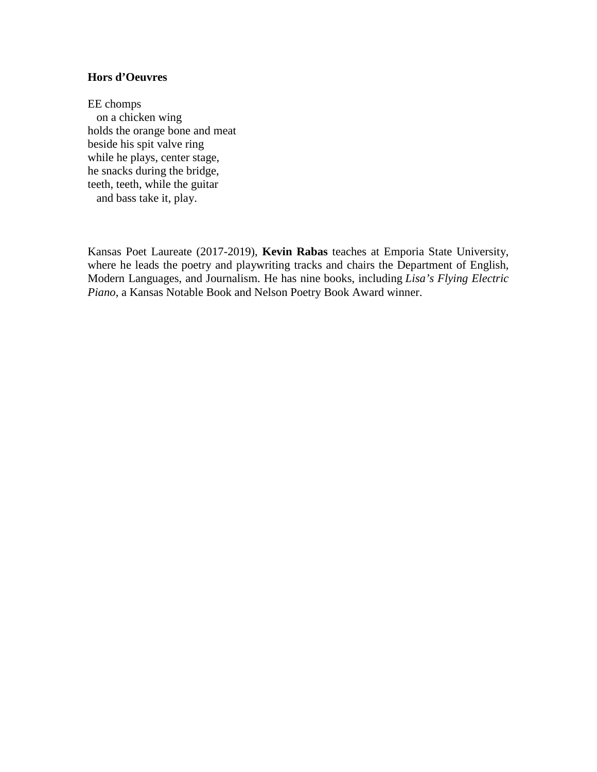**Hors d'Oeuvres**

EE chomps  
&nbsp;&nbsp;&nbsp;on a chicken wing  
holds the orange bone and meat  
beside his spit valve ring  
while he plays, center stage,  
he snacks during the bridge,  
teeth, teeth, while the guitar  
&nbsp;&nbsp;&nbsp;and bass take it, play.

Kansas Poet Laureate (2017-2019), **Kevin Rabas** teaches at Emporia State University, where he leads the poetry and playwriting tracks and chairs the Department of English, Modern Languages, and Journalism. He has nine books, including *Lisa's Flying Electric Piano*, a Kansas Notable Book and Nelson Poetry Book Award winner.